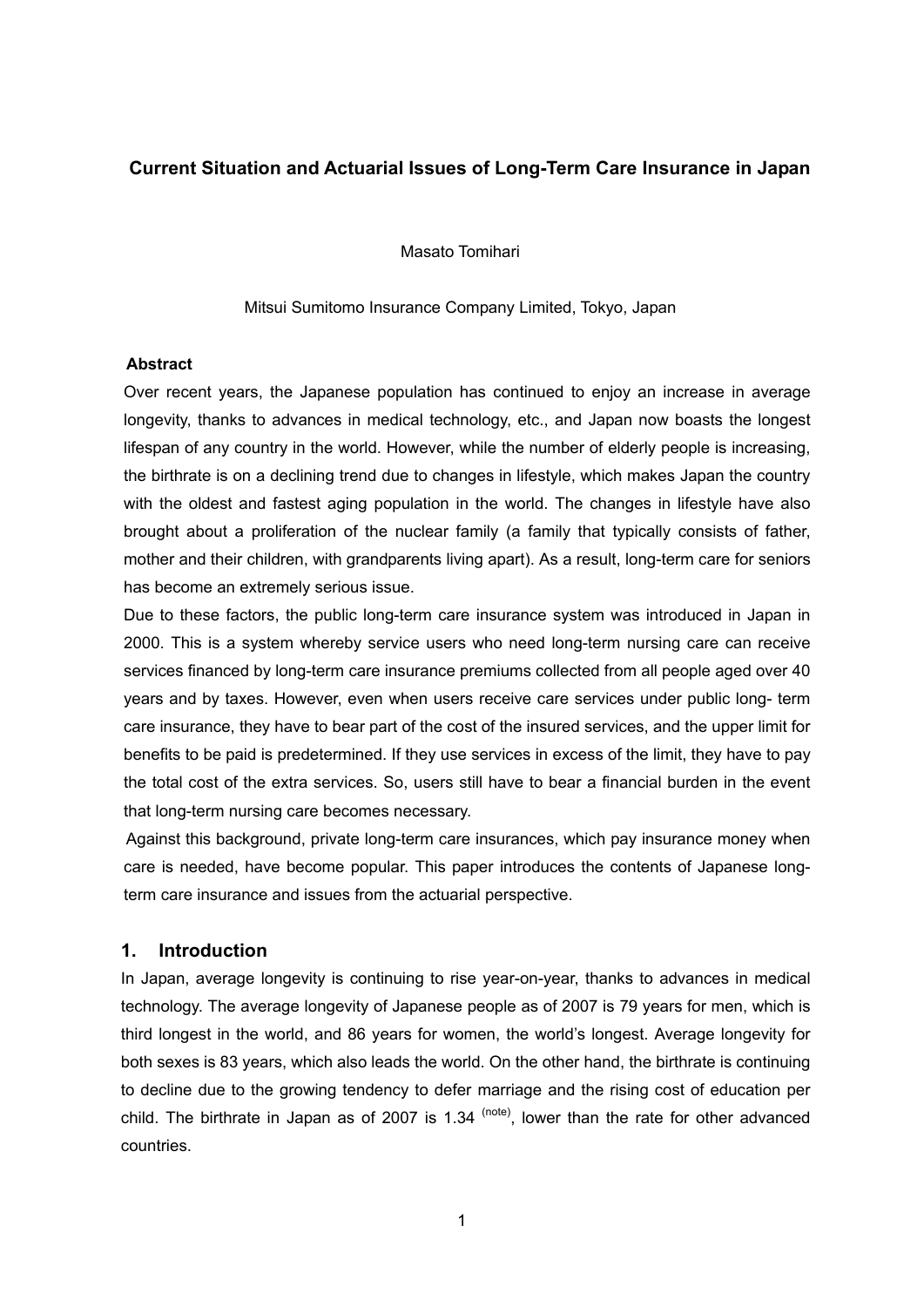# Current Situation and Actuarial Issues of Long-Term Care Insurance in Japan

Masato Tomihari

Mitsui Sumitomo Insurance Company Limited, Tokyo, Japan

**Abstract**

Over recent years, the Japanese population has continued to enjoy an increase in average longevity, thanks to advances in medical technology, etc., and Japan now boasts the longest lifespan of any country in the world. However, while the number of elderly people is increasing, the birthrate is on a declining trend due to changes in lifestyle, which makes Japan the country with the oldest and fastest aging population in the world. The changes in lifestyle have also brought about a proliferation of the nuclear family (a family that typically consists of father, mother and their children, with grandparents living apart). As a result, long-term care for seniors has become an extremely serious issue.

Due to these factors, the public long-term care insurance system was introduced in Japan in 2000. This is a system whereby service users who need long-term nursing care can receive services financed by long-term care insurance premiums collected from all people aged over 40 years and by taxes. However, even when users receive care services under public long- term care insurance, they have to bear part of the cost of the insured services, and the upper limit for benefits to be paid is predetermined. If they use services in excess of the limit, they have to pay the total cost of the extra services. So, users still have to bear a financial burden in the event that long-term nursing care becomes necessary.

Against this background, private long-term care insurances, which pay insurance money when care is needed, have become popular. This paper introduces the contents of Japanese long-term care insurance and issues from the actuarial perspective.

## 1. Introduction

In Japan, average longevity is continuing to rise year-on-year, thanks to advances in medical technology. The average longevity of Japanese people as of 2007 is 79 years for men, which is third longest in the world, and 86 years for women, the world's longest. Average longevity for both sexes is 83 years, which also leads the world. On the other hand, the birthrate is continuing to decline due to the growing tendency to defer marriage and the rising cost of education per child. The birthrate in Japan as of 2007 is 1.34 [(note)], lower than the rate for other advanced countries.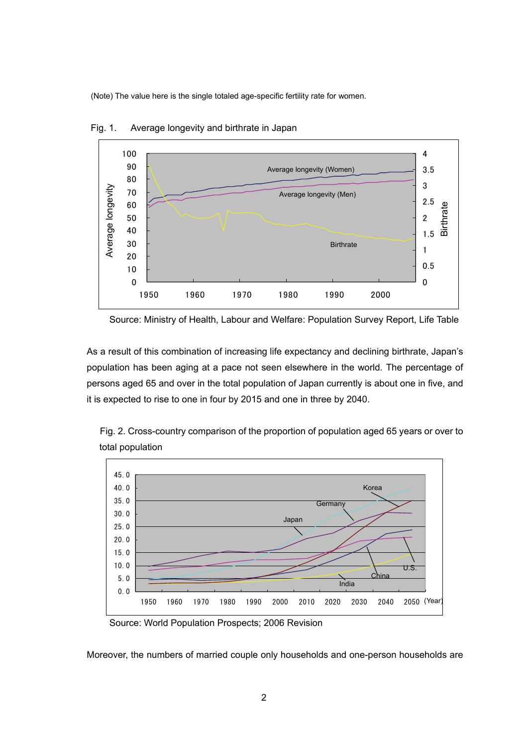(Note) The value here is the single totaled age-specific fertility rate for women.

Fig. 1. Average longevity and birthrate in Japan

Source: Ministry of Health, Labour and Welfare: Population Survey Report, Life Table

As a result of this combination of increasing life expectancy and declining birthrate, Japan's population has been aging at a pace not seen elsewhere in the world. The percentage of persons aged 65 and over in the total population of Japan currently is about one in five, and it is expected to rise to one in four by 2015 and one in three by 2040.

Fig. 2. Cross-country comparison of the proportion of population aged 65 years or over to total population

Source: World Population Prospects; 2006 Revision

Moreover, the numbers of married couple only households and one-person households are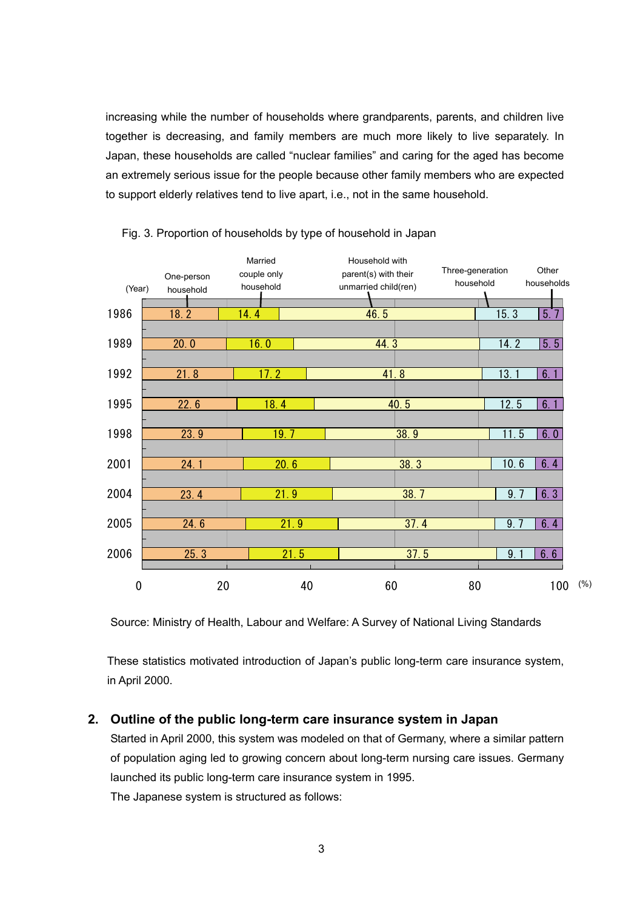increasing while the number of households where grandparents, parents, and children live together is decreasing, and family members are much more likely to live separately. In Japan, these households are called "nuclear families" and caring for the aged has become an extremely serious issue for the people because other family members who are expected to support elderly relatives tend to live apart, i.e., not in the same household.

Fig. 3. Proportion of households by type of household in Japan

| (Year) | One-person household | Married couple only household | Household with parent(s) with their unmarried child(ren) | Three-generation household | Other households |
|---|---|---|---|---|---|
| 1986 | 18.2 | 14.4 | 46.5 | 15.3 | 5.7 |
| 1989 | 20.0 | 16.0 | 44.3 | 14.2 | 5.5 |
| 1992 | 21.8 | 17.2 | 41.8 | 13.1 | 6.1 |
| 1995 | 22.6 | 18.4 | 40.5 | 12.5 | 6.1 |
| 1998 | 23.9 | 19.7 | 38.9 | 11.5 | 6.0 |
| 2001 | 24.1 | 20.6 | 38.3 | 10.6 | 6.4 |
| 2004 | 23.4 | 21.9 | 38.7 | 9.7 | 6.3 |
| 2005 | 24.6 | 21.9 | 37.4 | 9.7 | 6.4 |
| 2006 | 25.3 | 21.5 | 37.5 | 9.1 | 6.6 |

(%)

Source: Ministry of Health, Labour and Welfare: A Survey of National Living Standards

These statistics motivated introduction of Japan's public long-term care insurance system, in April 2000.

## 2. Outline of the public long-term care insurance system in Japan

Started in April 2000, this system was modeled on that of Germany, where a similar pattern of population aging led to growing concern about long-term nursing care issues. Germany launched its public long-term care insurance system in 1995.

The Japanese system is structured as follows: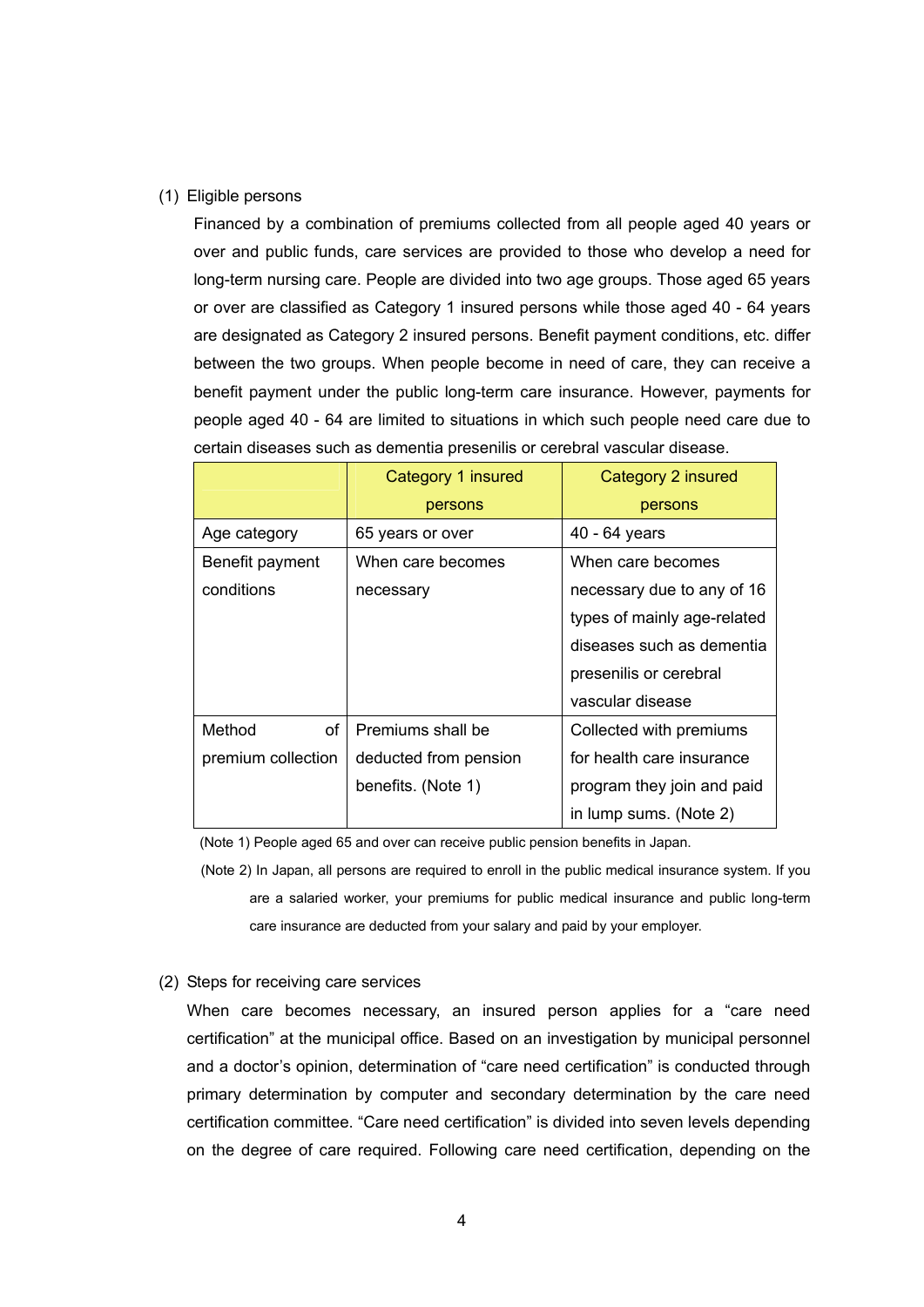(1) Eligible persons

Financed by a combination of premiums collected from all people aged 40 years or over and public funds, care services are provided to those who develop a need for long-term nursing care. People are divided into two age groups. Those aged 65 years or over are classified as Category 1 insured persons while those aged 40 - 64 years are designated as Category 2 insured persons. Benefit payment conditions, etc. differ between the two groups. When people become in need of care, they can receive a benefit payment under the public long-term care insurance. However, payments for people aged 40 - 64 are limited to situations in which such people need care due to certain diseases such as dementia presenilis or cerebral vascular disease.

| | Category 1 insured persons | Category 2 insured persons |
|---|---|---|
| Age category | 65 years or over | 40 - 64 years |
| Benefit payment conditions | When care becomes necessary | When care becomes necessary due to any of 16 types of mainly age-related diseases such as dementia presenilis or cerebral vascular disease |
| Method of premium collection | Premiums shall be deducted from pension benefits. (Note 1) | Collected with premiums for health care insurance program they join and paid in lump sums. (Note 2) |

(Note 1) People aged 65 and over can receive public pension benefits in Japan.

(Note 2) In Japan, all persons are required to enroll in the public medical insurance system. If you are a salaried worker, your premiums for public medical insurance and public long-term care insurance are deducted from your salary and paid by your employer.

(2) Steps for receiving care services

When care becomes necessary, an insured person applies for a "care need certification" at the municipal office. Based on an investigation by municipal personnel and a doctor's opinion, determination of "care need certification" is conducted through primary determination by computer and secondary determination by the care need certification committee. "Care need certification" is divided into seven levels depending on the degree of care required. Following care need certification, depending on the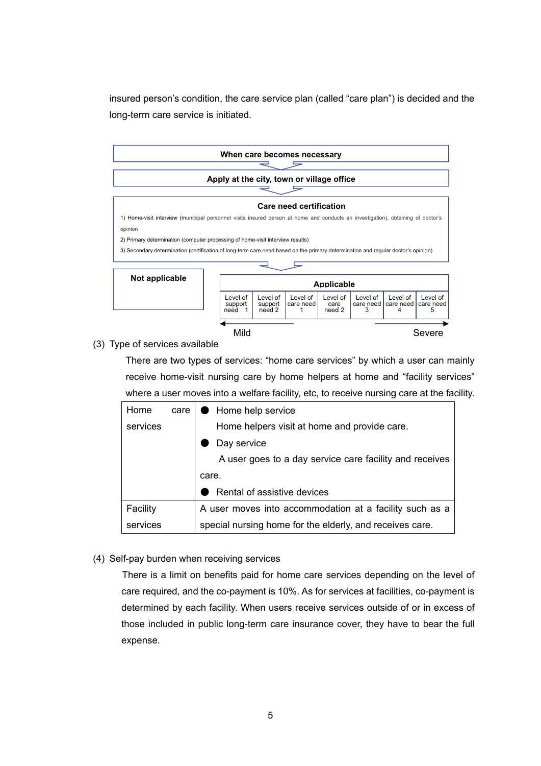insured person's condition, the care service plan (called "care plan") is decided and the long-term care service is initiated.

**When care becomes necessary**

↓

**Apply at the city, town or village office**

↓

**Care need certification**

1) Home-visit interview (municipal personnel visits insured person at home and conducts an investigation), obtaining of doctor's opinion

2) Primary determination (computer processing of home-visit interview results)

3) Secondary determination (certification of long-term care need based on the primary determination and regular doctor's opinion)

↓

**Not applicable**

| **Applicable** | | | | | | |
|---|---|---|---|---|---|---|
| Level of support need 1 | Level of support need 2 | Level of care need 1 | Level of care need 2 | Level of care need 3 | Level of care need 4 | Level of care need 5 |

Mild ← → Severe

(3) Type of services available

There are two types of services: "home care services" by which a user can mainly receive home-visit nursing care by home helpers at home and "facility services" where a user moves into a welfare facility, etc, to receive nursing care at the facility.

| Home care services | ● Home help service<br>Home helpers visit at home and provide care.<br>● Day service<br>A user goes to a day service care facility and receives care.<br>● Rental of assistive devices |
|---|---|
| Facility services | A user moves into accommodation at a facility such as a special nursing home for the elderly, and receives care. |

(4) Self-pay burden when receiving services

There is a limit on benefits paid for home care services depending on the level of care required, and the co-payment is 10%. As for services at facilities, co-payment is determined by each facility. When users receive services outside of or in excess of those included in public long-term care insurance cover, they have to bear the full expense.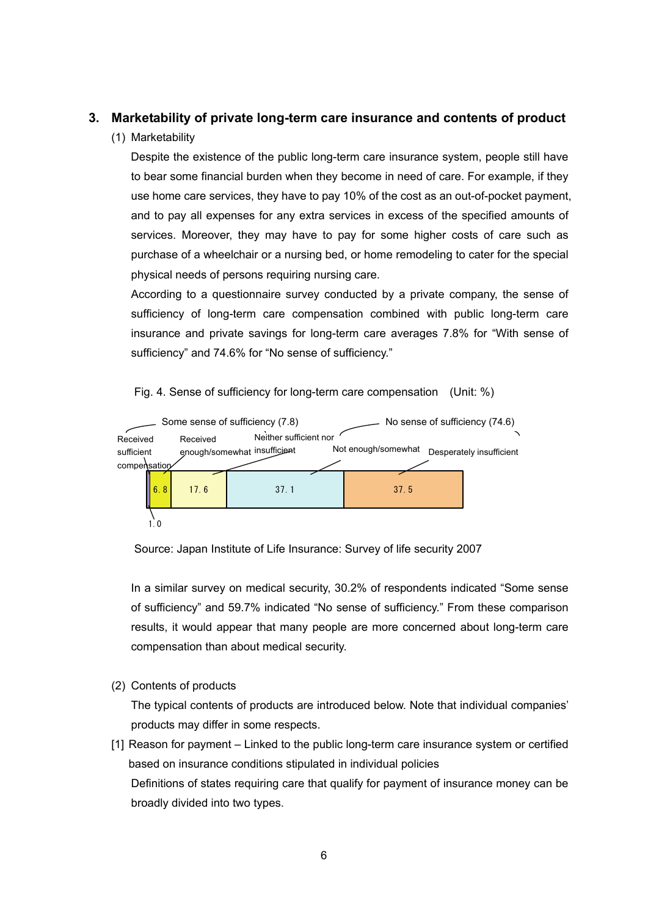## 3. Marketability of private long-term care insurance and contents of product

### (1) Marketability

Despite the existence of the public long-term care insurance system, people still have to bear some financial burden when they become in need of care. For example, if they use home care services, they have to pay 10% of the cost as an out-of-pocket payment, and to pay all expenses for any extra services in excess of the specified amounts of services. Moreover, they may have to pay for some higher costs of care such as purchase of a wheelchair or a nursing bed, or home remodeling to cater for the special physical needs of persons requiring nursing care.

According to a questionnaire survey conducted by a private company, the sense of sufficiency of long-term care compensation combined with public long-term care insurance and private savings for long-term care averages 7.8% for "With sense of sufficiency" and 74.6% for "No sense of sufficiency."

Fig. 4. Sense of sufficiency for long-term care compensation (Unit: %)

| Some sense of sufficiency (7.8) | | Neither sufficient nor insufficient | No sense of sufficiency (74.6) | |
|---|---|---|---|---|
| Received sufficient compensation | Received enough/somewhat | | Not enough/somewhat | Desperately insufficient |
| 1.0 | 6.8 | 17.6 | 37.1 | 37.5 |

Source: Japan Institute of Life Insurance: Survey of life security 2007

In a similar survey on medical security, 30.2% of respondents indicated "Some sense of sufficiency" and 59.7% indicated "No sense of sufficiency." From these comparison results, it would appear that many people are more concerned about long-term care compensation than about medical security.

### (2) Contents of products

The typical contents of products are introduced below. Note that individual companies' products may differ in some respects.

[1] Reason for payment – Linked to the public long-term care insurance system or certified based on insurance conditions stipulated in individual policies

Definitions of states requiring care that qualify for payment of insurance money can be broadly divided into two types.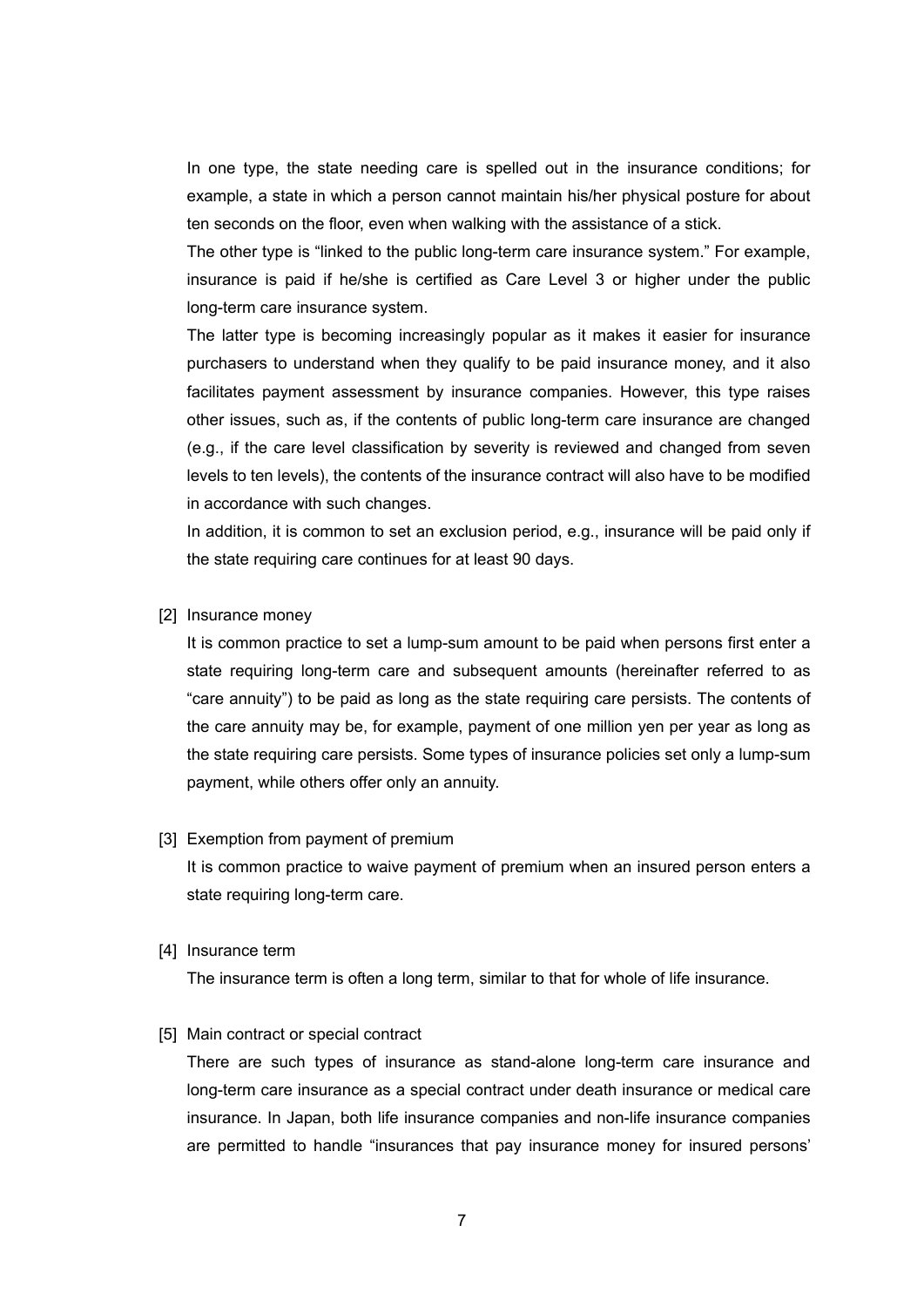In one type, the state needing care is spelled out in the insurance conditions; for example, a state in which a person cannot maintain his/her physical posture for about ten seconds on the floor, even when walking with the assistance of a stick.

The other type is "linked to the public long-term care insurance system." For example, insurance is paid if he/she is certified as Care Level 3 or higher under the public long-term care insurance system.

The latter type is becoming increasingly popular as it makes it easier for insurance purchasers to understand when they qualify to be paid insurance money, and it also facilitates payment assessment by insurance companies. However, this type raises other issues, such as, if the contents of public long-term care insurance are changed (e.g., if the care level classification by severity is reviewed and changed from seven levels to ten levels), the contents of the insurance contract will also have to be modified in accordance with such changes.

In addition, it is common to set an exclusion period, e.g., insurance will be paid only if the state requiring care continues for at least 90 days.

[2] Insurance money

It is common practice to set a lump-sum amount to be paid when persons first enter a state requiring long-term care and subsequent amounts (hereinafter referred to as "care annuity") to be paid as long as the state requiring care persists. The contents of the care annuity may be, for example, payment of one million yen per year as long as the state requiring care persists. Some types of insurance policies set only a lump-sum payment, while others offer only an annuity.

[3] Exemption from payment of premium

It is common practice to waive payment of premium when an insured person enters a state requiring long-term care.

[4] Insurance term

The insurance term is often a long term, similar to that for whole of life insurance.

[5] Main contract or special contract

There are such types of insurance as stand-alone long-term care insurance and long-term care insurance as a special contract under death insurance or medical care insurance. In Japan, both life insurance companies and non-life insurance companies are permitted to handle "insurances that pay insurance money for insured persons'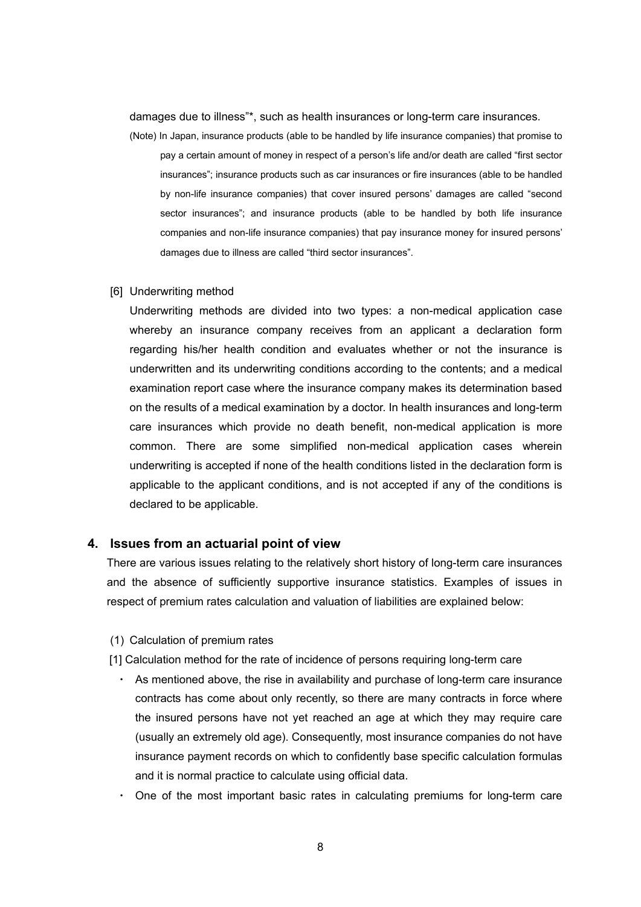damages due to illness"*, such as health insurances or long-term care insurances.

(Note) In Japan, insurance products (able to be handled by life insurance companies) that promise to pay a certain amount of money in respect of a person's life and/or death are called "first sector insurances"; insurance products such as car insurances or fire insurances (able to be handled by non-life insurance companies) that cover insured persons' damages are called "second sector insurances"; and insurance products (able to be handled by both life insurance companies and non-life insurance companies) that pay insurance money for insured persons' damages due to illness are called "third sector insurances".

[6] Underwriting method

Underwriting methods are divided into two types: a non-medical application case whereby an insurance company receives from an applicant a declaration form regarding his/her health condition and evaluates whether or not the insurance is underwritten and its underwriting conditions according to the contents; and a medical examination report case where the insurance company makes its determination based on the results of a medical examination by a doctor. In health insurances and long-term care insurances which provide no death benefit, non-medical application is more common. There are some simplified non-medical application cases wherein underwriting is accepted if none of the health conditions listed in the declaration form is applicable to the applicant conditions, and is not accepted if any of the conditions is declared to be applicable.

## 4. Issues from an actuarial point of view

There are various issues relating to the relatively short history of long-term care insurances and the absence of sufficiently supportive insurance statistics. Examples of issues in respect of premium rates calculation and valuation of liabilities are explained below:

(1) Calculation of premium rates

[1] Calculation method for the rate of incidence of persons requiring long-term care

- As mentioned above, the rise in availability and purchase of long-term care insurance contracts has come about only recently, so there are many contracts in force where the insured persons have not yet reached an age at which they may require care (usually an extremely old age). Consequently, most insurance companies do not have insurance payment records on which to confidently base specific calculation formulas and it is normal practice to calculate using official data.
- One of the most important basic rates in calculating premiums for long-term care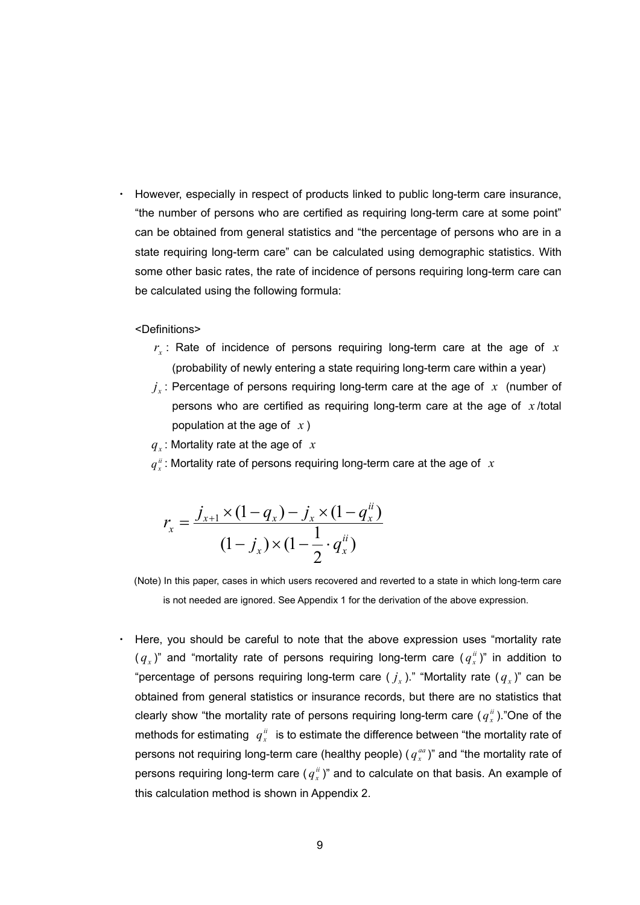- However, especially in respect of products linked to public long-term care insurance, "the number of persons who are certified as requiring long-term care at some point" can be obtained from general statistics and "the percentage of persons who are in a state requiring long-term care" can be calculated using demographic statistics. With some other basic rates, the rate of incidence of persons requiring long-term care can be calculated using the following formula:

<Definitions>

$r_x$ : Rate of incidence of persons requiring long-term care at the age of $x$ (probability of newly entering a state requiring long-term care within a year)

$j_x$ : Percentage of persons requiring long-term care at the age of $x$ (number of persons who are certified as requiring long-term care at the age of $x$/total population at the age of $x$)

$q_x$ : Mortality rate at the age of $x$

$q_x^{ii}$ : Mortality rate of persons requiring long-term care at the age of $x$

$$r_x = \frac{j_{x+1} \times (1 - q_x) - j_x \times (1 - q_x^{ii})}{(1 - j_x) \times (1 - \frac{1}{2} \cdot q_x^{ii})}$$

(Note) In this paper, cases in which users recovered and reverted to a state in which long-term care is not needed are ignored. See Appendix 1 for the derivation of the above expression.

- Here, you should be careful to note that the above expression uses "mortality rate ($q_x$)" and "mortality rate of persons requiring long-term care ($q_x^{ii}$)" in addition to "percentage of persons requiring long-term care ($j_x$)." "Mortality rate ($q_x$)" can be obtained from general statistics or insurance records, but there are no statistics that clearly show "the mortality rate of persons requiring long-term care ($q_x^{ii}$)."One of the methods for estimating $q_x^{ii}$ is to estimate the difference between "the mortality rate of persons not requiring long-term care (healthy people) ($q_x^{aa}$)" and "the mortality rate of persons requiring long-term care ($q_x^{ii}$)" and to calculate on that basis. An example of this calculation method is shown in Appendix 2.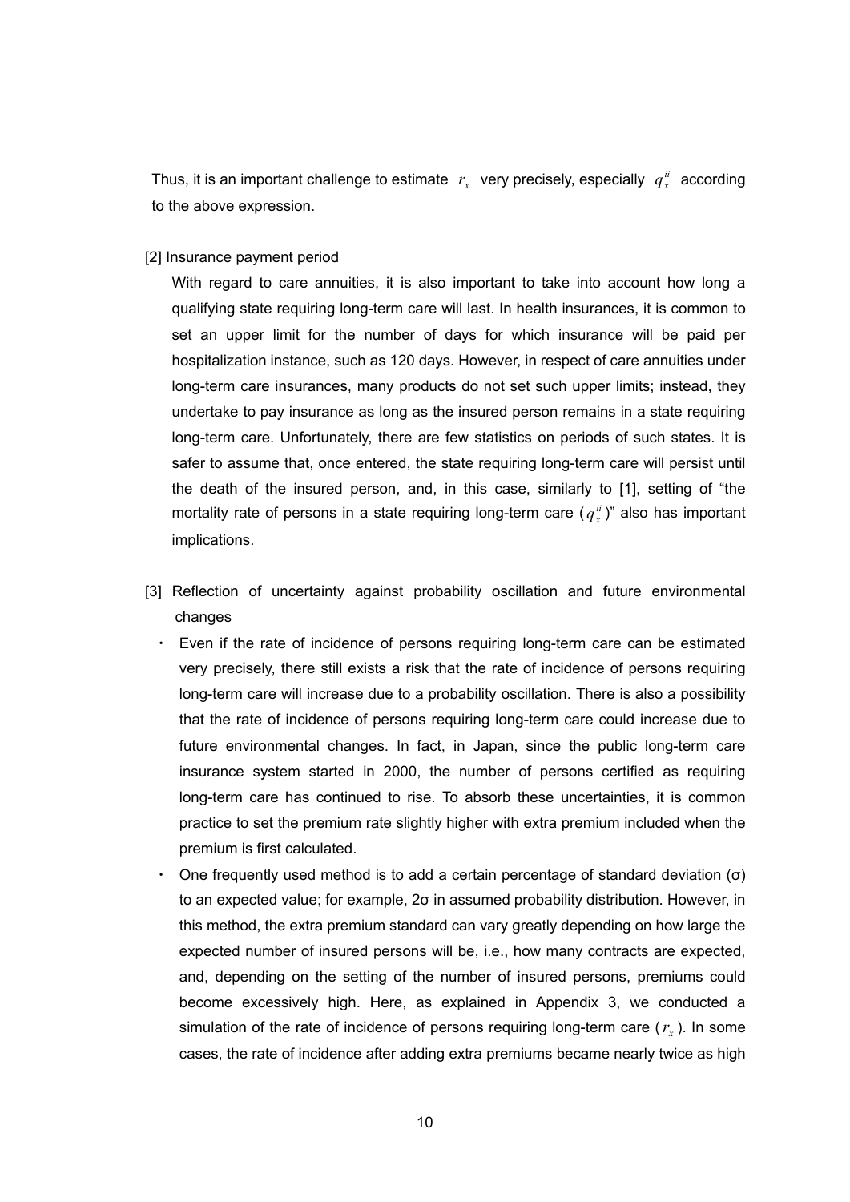Thus, it is an important challenge to estimate $r_x$ very precisely, especially $q_x^{ii}$ according to the above expression.

[2] Insurance payment period

With regard to care annuities, it is also important to take into account how long a qualifying state requiring long-term care will last. In health insurances, it is common to set an upper limit for the number of days for which insurance will be paid per hospitalization instance, such as 120 days. However, in respect of care annuities under long-term care insurances, many products do not set such upper limits; instead, they undertake to pay insurance as long as the insured person remains in a state requiring long-term care. Unfortunately, there are few statistics on periods of such states. It is safer to assume that, once entered, the state requiring long-term care will persist until the death of the insured person, and, in this case, similarly to [1], setting of "the mortality rate of persons in a state requiring long-term care ($q_x^{ii}$)" also has important implications.

[3] Reflection of uncertainty against probability oscillation and future environmental changes

- Even if the rate of incidence of persons requiring long-term care can be estimated very precisely, there still exists a risk that the rate of incidence of persons requiring long-term care will increase due to a probability oscillation. There is also a possibility that the rate of incidence of persons requiring long-term care could increase due to future environmental changes. In fact, in Japan, since the public long-term care insurance system started in 2000, the number of persons certified as requiring long-term care has continued to rise. To absorb these uncertainties, it is common practice to set the premium rate slightly higher with extra premium included when the premium is first calculated.
- One frequently used method is to add a certain percentage of standard deviation (σ) to an expected value; for example, 2σ in assumed probability distribution. However, in this method, the extra premium standard can vary greatly depending on how large the expected number of insured persons will be, i.e., how many contracts are expected, and, depending on the setting of the number of insured persons, premiums could become excessively high. Here, as explained in Appendix 3, we conducted a simulation of the rate of incidence of persons requiring long-term care ($r_x$). In some cases, the rate of incidence after adding extra premiums became nearly twice as high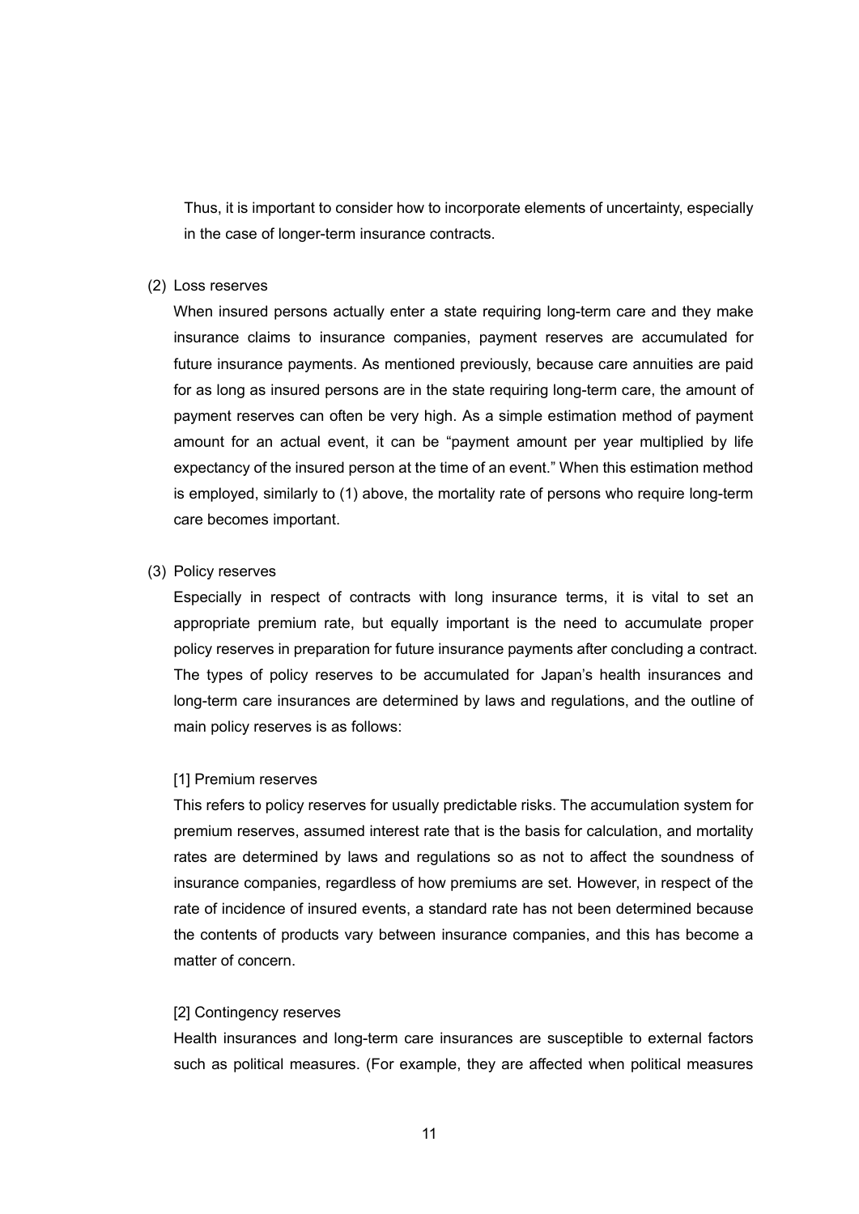Thus, it is important to consider how to incorporate elements of uncertainty, especially in the case of longer-term insurance contracts.

(2) Loss reserves

When insured persons actually enter a state requiring long-term care and they make insurance claims to insurance companies, payment reserves are accumulated for future insurance payments. As mentioned previously, because care annuities are paid for as long as insured persons are in the state requiring long-term care, the amount of payment reserves can often be very high. As a simple estimation method of payment amount for an actual event, it can be "payment amount per year multiplied by life expectancy of the insured person at the time of an event." When this estimation method is employed, similarly to (1) above, the mortality rate of persons who require long-term care becomes important.

(3) Policy reserves

Especially in respect of contracts with long insurance terms, it is vital to set an appropriate premium rate, but equally important is the need to accumulate proper policy reserves in preparation for future insurance payments after concluding a contract. The types of policy reserves to be accumulated for Japan's health insurances and long-term care insurances are determined by laws and regulations, and the outline of main policy reserves is as follows:

[1] Premium reserves

This refers to policy reserves for usually predictable risks. The accumulation system for premium reserves, assumed interest rate that is the basis for calculation, and mortality rates are determined by laws and regulations so as not to affect the soundness of insurance companies, regardless of how premiums are set. However, in respect of the rate of incidence of insured events, a standard rate has not been determined because the contents of products vary between insurance companies, and this has become a matter of concern.

[2] Contingency reserves

Health insurances and long-term care insurances are susceptible to external factors such as political measures. (For example, they are affected when political measures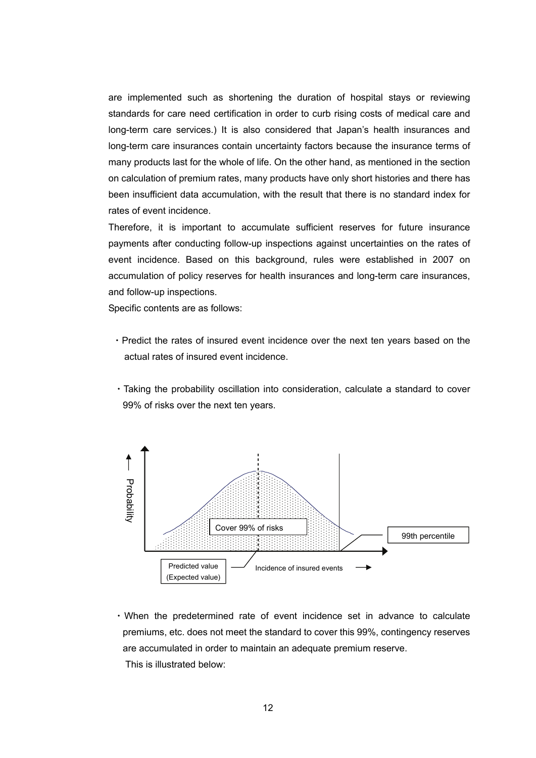are implemented such as shortening the duration of hospital stays or reviewing standards for care need certification in order to curb rising costs of medical care and long-term care services.) It is also considered that Japan's health insurances and long-term care insurances contain uncertainty factors because the insurance terms of many products last for the whole of life. On the other hand, as mentioned in the section on calculation of premium rates, many products have only short histories and there has been insufficient data accumulation, with the result that there is no standard index for rates of event incidence.

Therefore, it is important to accumulate sufficient reserves for future insurance payments after conducting follow-up inspections against uncertainties on the rates of event incidence. Based on this background, rules were established in 2007 on accumulation of policy reserves for health insurances and long-term care insurances, and follow-up inspections.

Specific contents are as follows:

・Predict the rates of insured event incidence over the next ten years based on the actual rates of insured event incidence.

・Taking the probability oscillation into consideration, calculate a standard to cover 99% of risks over the next ten years.

Probability

Cover 99% of risks

99th percentile

Predicted value (Expected value)

Incidence of insured events

・When the predetermined rate of event incidence set in advance to calculate premiums, etc. does not meet the standard to cover this 99%, contingency reserves are accumulated in order to maintain an adequate premium reserve.

This is illustrated below: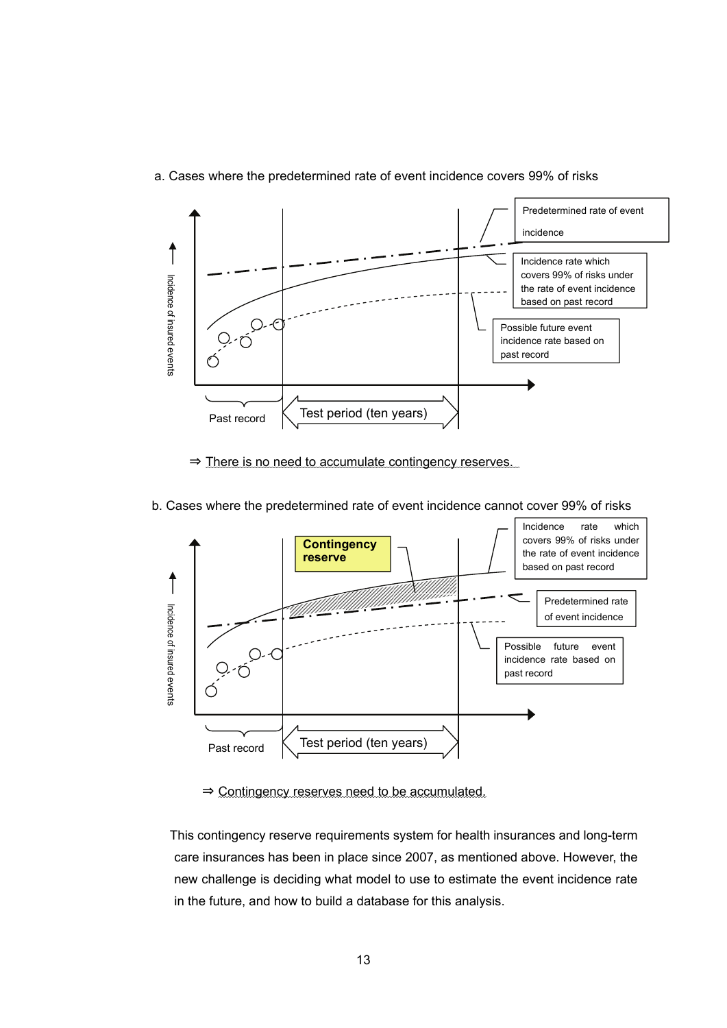a. Cases where the predetermined rate of event incidence covers 99% of risks

Predetermined rate of event incidence

Incidence rate which covers 99% of risks under the rate of event incidence based on past record

Possible future event incidence rate based on past record

Incidence of insured events

Past record

Test period (ten years)

⇒ There is no need to accumulate contingency reserves.

b. Cases where the predetermined rate of event incidence cannot cover 99% of risks

**Contingency reserve**

Incidence rate which covers 99% of risks under the rate of event incidence based on past record

Predetermined rate of event incidence

Possible future event incidence rate based on past record

Incidence of insured events

Past record

Test period (ten years)

⇒ Contingency reserves need to be accumulated.

This contingency reserve requirements system for health insurances and long-term care insurances has been in place since 2007, as mentioned above. However, the new challenge is deciding what model to use to estimate the event incidence rate in the future, and how to build a database for this analysis.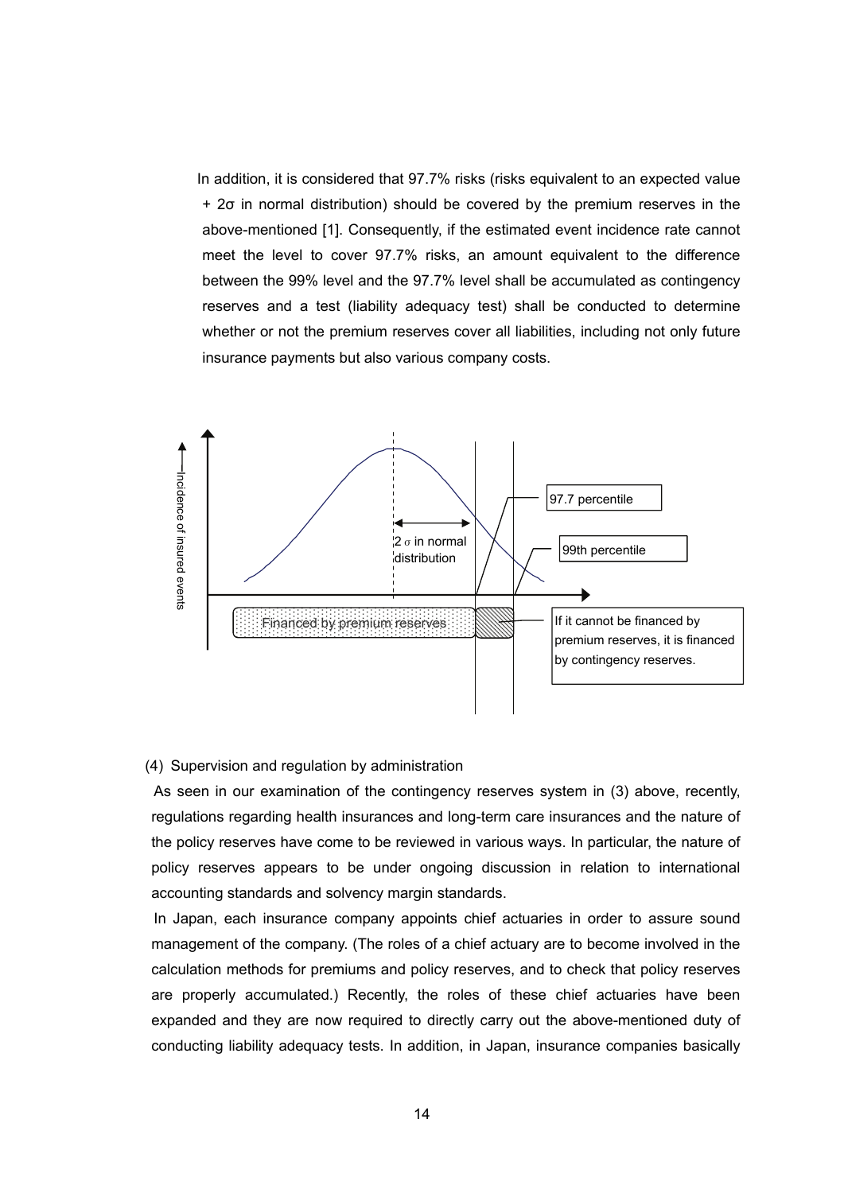In addition, it is considered that 97.7% risks (risks equivalent to an expected value + 2σ in normal distribution) should be covered by the premium reserves in the above-mentioned [1]. Consequently, if the estimated event incidence rate cannot meet the level to cover 97.7% risks, an amount equivalent to the difference between the 99% level and the 97.7% level shall be accumulated as contingency reserves and a test (liability adequacy test) shall be conducted to determine whether or not the premium reserves cover all liabilities, including not only future insurance payments but also various company costs.

Incidence of insured events

2 σ in normal distribution

97.7 percentile

99th percentile

Financed by premium reserves

If it cannot be financed by premium reserves, it is financed by contingency reserves.

(4) Supervision and regulation by administration

As seen in our examination of the contingency reserves system in (3) above, recently, regulations regarding health insurances and long-term care insurances and the nature of the policy reserves have come to be reviewed in various ways. In particular, the nature of policy reserves appears to be under ongoing discussion in relation to international accounting standards and solvency margin standards.

In Japan, each insurance company appoints chief actuaries in order to assure sound management of the company. (The roles of a chief actuary are to become involved in the calculation methods for premiums and policy reserves, and to check that policy reserves are properly accumulated.) Recently, the roles of these chief actuaries have been expanded and they are now required to directly carry out the above-mentioned duty of conducting liability adequacy tests. In addition, in Japan, insurance companies basically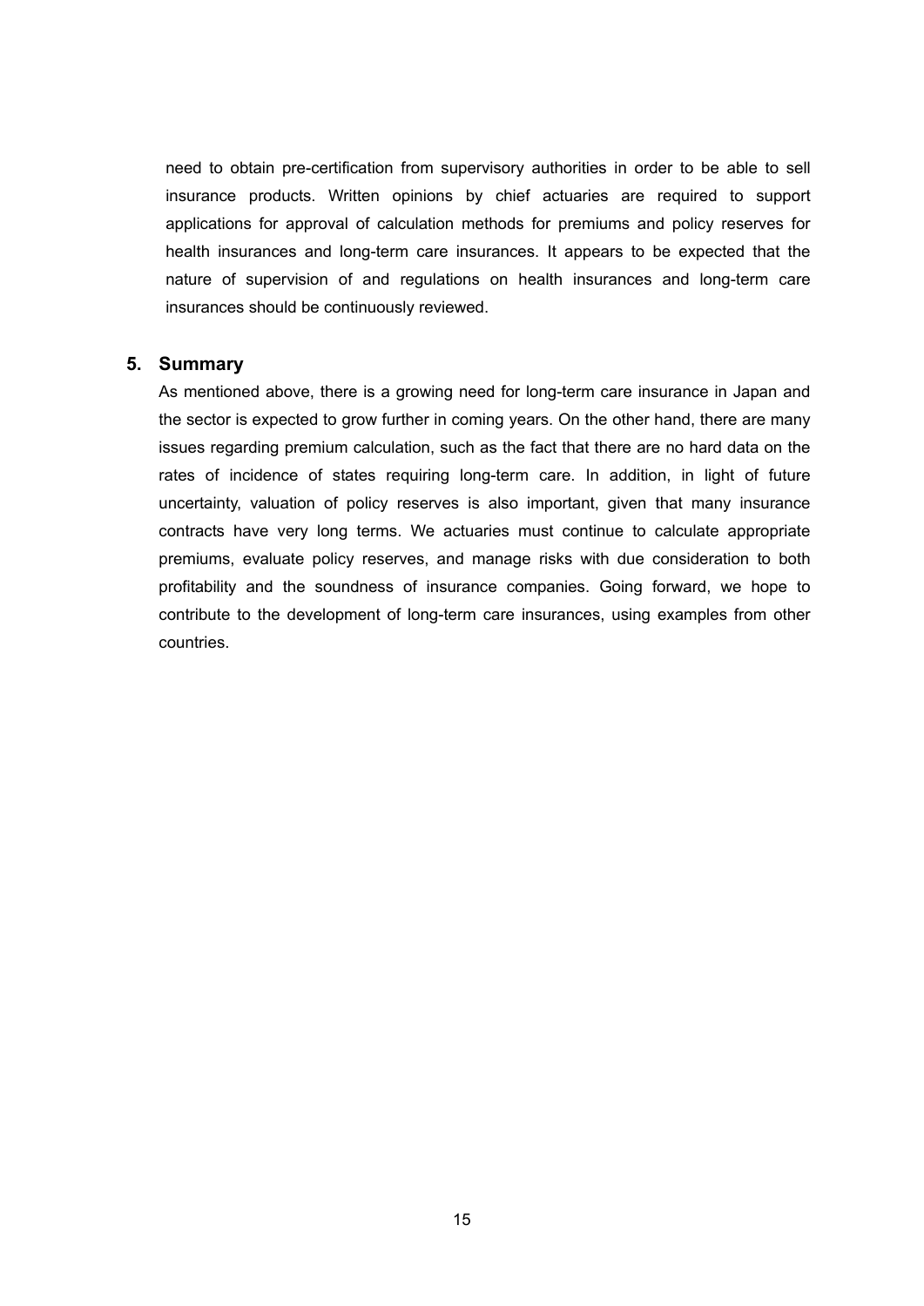need to obtain pre-certification from supervisory authorities in order to be able to sell insurance products. Written opinions by chief actuaries are required to support applications for approval of calculation methods for premiums and policy reserves for health insurances and long-term care insurances. It appears to be expected that the nature of supervision of and regulations on health insurances and long-term care insurances should be continuously reviewed.

## 5. Summary

As mentioned above, there is a growing need for long-term care insurance in Japan and the sector is expected to grow further in coming years. On the other hand, there are many issues regarding premium calculation, such as the fact that there are no hard data on the rates of incidence of states requiring long-term care. In addition, in light of future uncertainty, valuation of policy reserves is also important, given that many insurance contracts have very long terms. We actuaries must continue to calculate appropriate premiums, evaluate policy reserves, and manage risks with due consideration to both profitability and the soundness of insurance companies. Going forward, we hope to contribute to the development of long-term care insurances, using examples from other countries.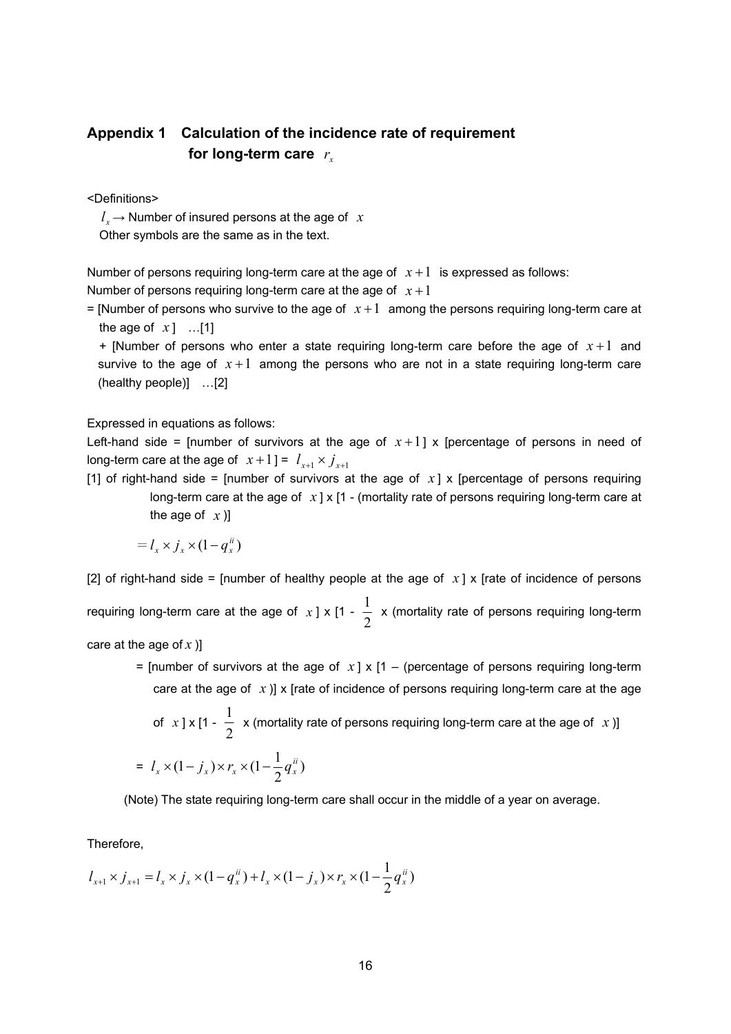## Appendix 1 Calculation of the incidence rate of requirement for long-term care $r_x$

<Definitions>

$l_x \rightarrow$ Number of insured persons at the age of $x$

Other symbols are the same as in the text.

Number of persons requiring long-term care at the age of $x+1$ is expressed as follows:

Number of persons requiring long-term care at the age of $x+1$

= [Number of persons who survive to the age of $x+1$ among the persons requiring long-term care at the age of $x$] …[1]

+ [Number of persons who enter a state requiring long-term care before the age of $x+1$ and survive to the age of $x+1$ among the persons who are not in a state requiring long-term care (healthy people)] …[2]

Expressed in equations as follows:

Left-hand side = [number of survivors at the age of $x+1$] x [percentage of persons in need of long-term care at the age of $x+1$] = $l_{x+1} \times j_{x+1}$

[1] of right-hand side = [number of survivors at the age of $x$] x [percentage of persons requiring long-term care at the age of $x$] x [1 - (mortality rate of persons requiring long-term care at the age of $x$)]

$$= l_x \times j_x \times (1 - q_x^{ii})$$

[2] of right-hand side = [number of healthy people at the age of $x$] x [rate of incidence of persons requiring long-term care at the age of $x$] x [1 - $\frac{1}{2}$ x (mortality rate of persons requiring long-term care at the age of $x$)]

= [number of survivors at the age of $x$] x [1 – (percentage of persons requiring long-term care at the age of $x$)] x [rate of incidence of persons requiring long-term care at the age of $x$] x [1 - $\frac{1}{2}$ x (mortality rate of persons requiring long-term care at the age of $x$)]

$$= l_x \times (1 - j_x) \times r_x \times (1 - \frac{1}{2} q_x^{ii})$$

(Note) The state requiring long-term care shall occur in the middle of a year on average.

Therefore,

$$l_{x+1} \times j_{x+1} = l_x \times j_x \times (1 - q_x^{ii}) + l_x \times (1 - j_x) \times r_x \times (1 - \frac{1}{2} q_x^{ii})$$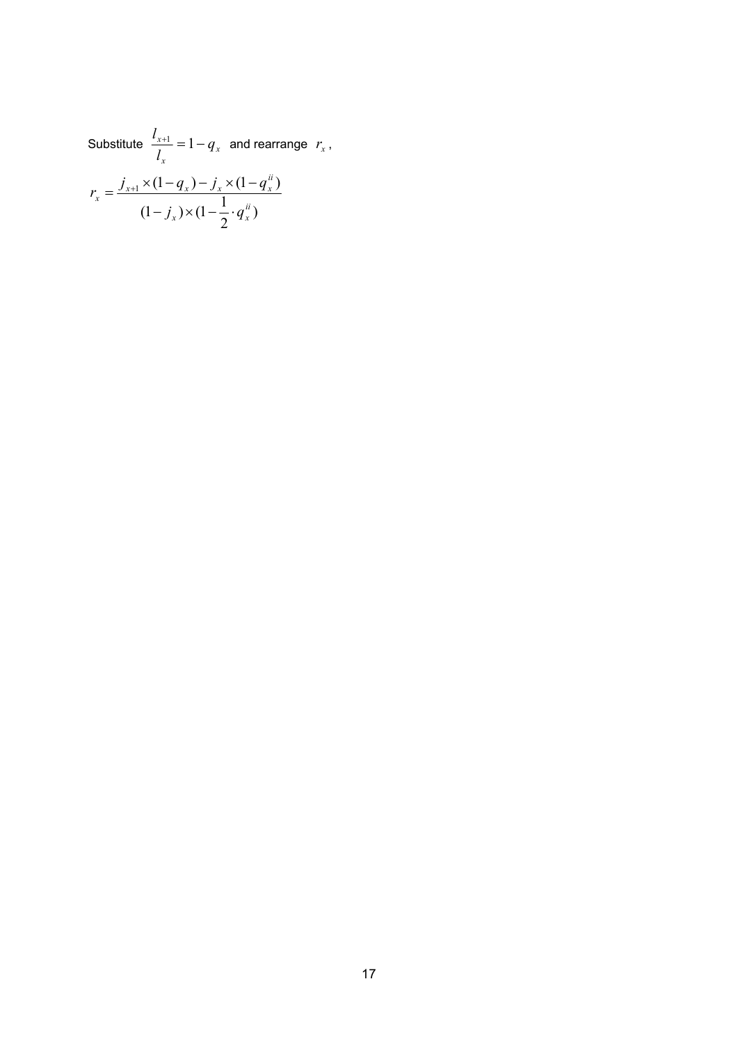Substitute $\dfrac{l_{x+1}}{l_x} = 1 - q_x$ and rearrange $r_x$,

$$r_x = \frac{j_{x+1} \times (1 - q_x) - j_x \times (1 - q_x^{ii})}{(1 - j_x) \times (1 - \frac{1}{2} \cdot q_x^{ii})}$$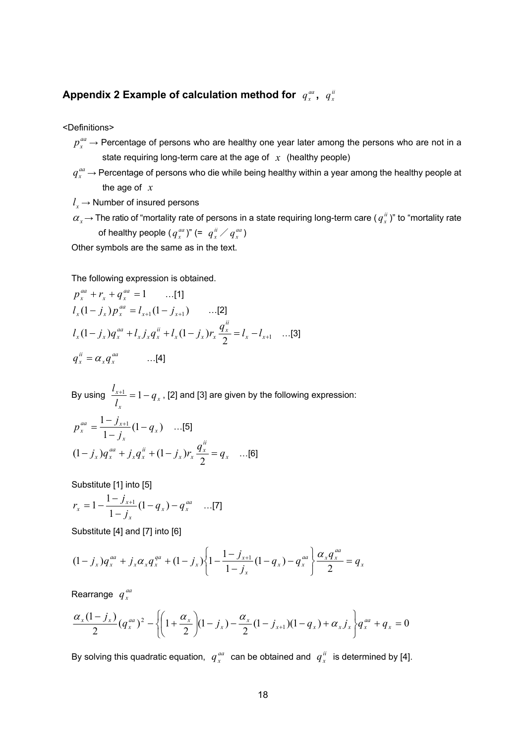## Appendix 2 Example of calculation method for $q_x^{aa}$, $q_x^{ii}$

<Definitions>

$p_x^{aa}$ → Percentage of persons who are healthy one year later among the persons who are not in a state requiring long-term care at the age of $x$ (healthy people)

$q_x^{aa}$ → Percentage of persons who die while being healthy within a year among the healthy people at the age of $x$

$l_x$ → Number of insured persons

$\alpha_x$ → The ratio of "mortality rate of persons in a state requiring long-term care ($q_x^{ii}$)" to "mortality rate of healthy people ($q_x^{aa}$)" (= $q_x^{ii} / q_x^{aa}$)

Other symbols are the same as in the text.

The following expression is obtained.

$$p_x^{aa} + r_x + q_x^{aa} = 1 \qquad \text{…[1]}$$

$$l_x(1-j_x)p_x^{aa} = l_{x+1}(1-j_{x+1}) \qquad \text{…[2]}$$

$$l_x(1-j_x)q_x^{aa} + l_x j_x q_x^{ii} + l_x(1-j_x)r_x\frac{q_x^{ii}}{2} = l_x - l_{x+1} \qquad \text{…[3]}$$

$$q_x^{ii} = \alpha_x q_x^{aa} \qquad \text{…[4]}$$

By using $\dfrac{l_{x+1}}{l_x} = 1 - q_x$, [2] and [3] are given by the following expression:

$$p_x^{aa} = \frac{1-j_{x+1}}{1-j_x}(1-q_x) \qquad \text{…[5]}$$

$$(1-j_x)q_x^{aa} + j_x q_x^{ii} + (1-j_x)r_x\frac{q_x^{ii}}{2} = q_x \qquad \text{…[6]}$$

Substitute [1] into [5]

$$r_x = 1 - \frac{1-j_{x+1}}{1-j_x}(1-q_x) - q_x^{aa} \qquad \text{…[7]}$$

Substitute [4] and [7] into [6]

$$(1-j_x)q_x^{aa} + j_x\alpha_x q_x^{qa} + (1-j_x)\left\{1 - \frac{1-j_{x+1}}{1-j_x}(1-q_x) - q_x^{aa}\right\}\frac{\alpha_x q_x^{aa}}{2} = q_x$$

Rearrange $q_x^{aa}$

$$\frac{\alpha_x(1-j_x)}{2}(q_x^{aa})^2 - \left\{\left(1+\frac{\alpha_x}{2}\right)(1-j_x) - \frac{\alpha_x}{2}(1-j_{x+1})(1-q_x) + \alpha_x j_x\right\}q_x^{aa} + q_x = 0$$

By solving this quadratic equation, $q_x^{aa}$ can be obtained and $q_x^{ii}$ is determined by [4].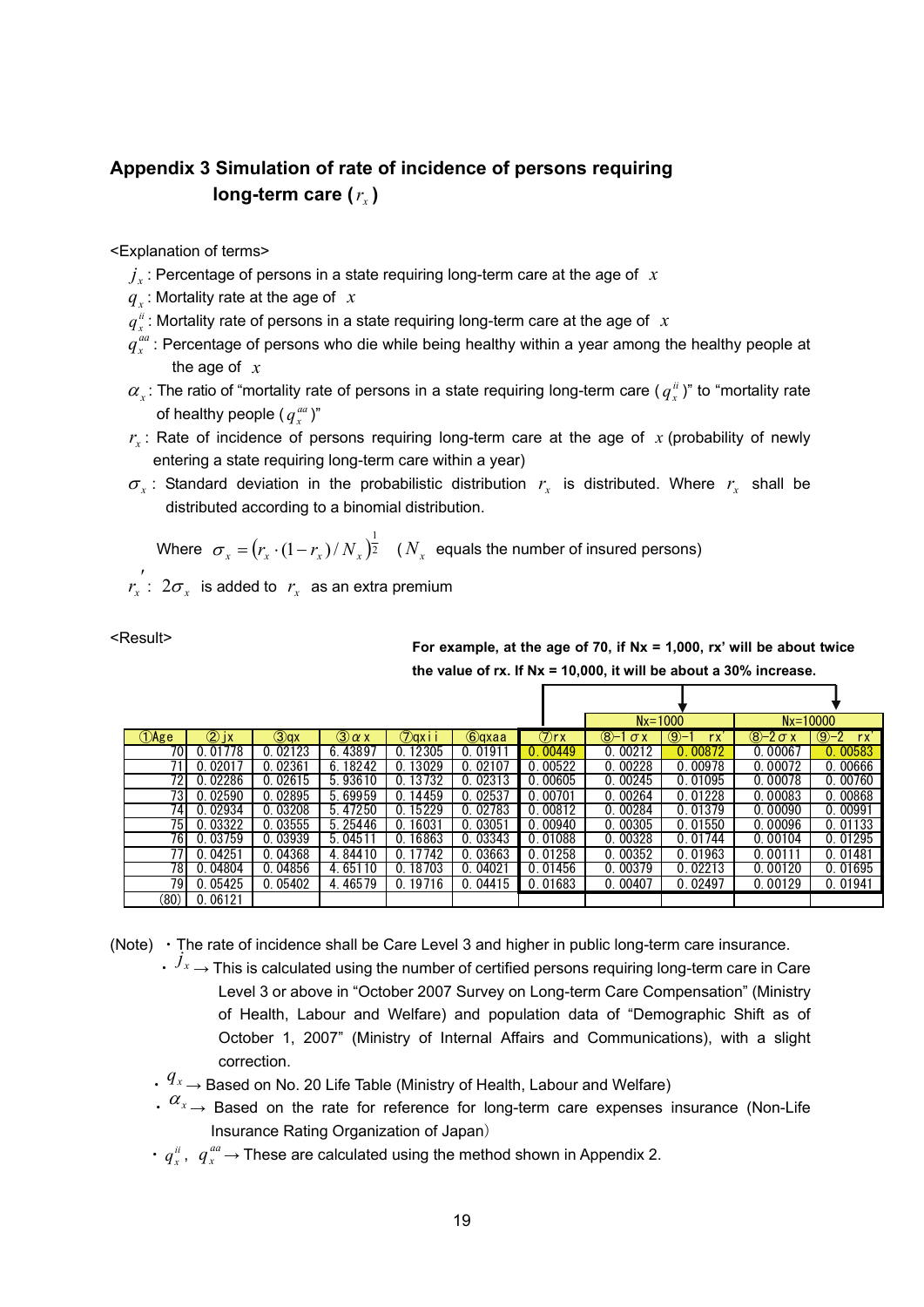## Appendix 3 Simulation of rate of incidence of persons requiring long-term care ($r_x$)

<Explanation of terms>

- $j_x$ : Percentage of persons in a state requiring long-term care at the age of $x$
- $q_x$ : Mortality rate at the age of $x$
- $q_x^{ii}$ : Mortality rate of persons in a state requiring long-term care at the age of $x$
- $q_x^{aa}$ : Percentage of persons who die while being healthy within a year among the healthy people at the age of $x$
- $\alpha_x$ : The ratio of "mortality rate of persons in a state requiring long-term care ($q_x^{ii}$)" to "mortality rate of healthy people ($q_x^{aa}$)"
- $r_x$ : Rate of incidence of persons requiring long-term care at the age of $x$ (probability of newly entering a state requiring long-term care within a year)
- $\sigma_x$ : Standard deviation in the probabilistic distribution $r_x$ is distributed. Where $r_x$ shall be distributed according to a binomial distribution.

  Where $\sigma_x = \left(r_x \cdot (1 - r_x) / N_x\right)^{\frac{1}{2}}$ ($N_x$ equals the number of insured persons)

- $r_x'$ : $2\sigma_x$ is added to $r_x$ as an extra premium

<Result>

**For example, at the age of 70, if Nx = 1,000, rx' will be about twice the value of rx. If Nx = 10,000, it will be about a 30% increase.**

| | | | | | | | Nx=1000 | | Nx=10000 | |
|---|---|---|---|---|---|---|---|---|---|---|
| ①Age | ②jx | ③qx | ③αx | ⑦qxii | ⑥qxaa | ⑦rx | ⑧-1 σx | ⑨-1 rx' | ⑧-2 σx | ⑨-2 rx' |
| 70 | 0.01778 | 0.02123 | 6.43897 | 0.12305 | 0.01911 | 0.00449 | 0.00212 | 0.00872 | 0.00067 | 0.00583 |
| 71 | 0.02017 | 0.02361 | 6.18242 | 0.13029 | 0.02107 | 0.00522 | 0.00228 | 0.00978 | 0.00072 | 0.00666 |
| 72 | 0.02286 | 0.02615 | 5.93610 | 0.13732 | 0.02313 | 0.00605 | 0.00245 | 0.01095 | 0.00078 | 0.00760 |
| 73 | 0.02590 | 0.02895 | 5.69959 | 0.14459 | 0.02537 | 0.00701 | 0.00264 | 0.01228 | 0.00083 | 0.00868 |
| 74 | 0.02934 | 0.03208 | 5.47250 | 0.15229 | 0.02783 | 0.00812 | 0.00284 | 0.01379 | 0.00090 | 0.00991 |
| 75 | 0.03322 | 0.03555 | 5.25446 | 0.16031 | 0.03051 | 0.00940 | 0.00305 | 0.01550 | 0.00096 | 0.01133 |
| 76 | 0.03759 | 0.03939 | 5.04511 | 0.16863 | 0.03343 | 0.01088 | 0.00328 | 0.01744 | 0.00104 | 0.01295 |
| 77 | 0.04251 | 0.04368 | 4.84410 | 0.17742 | 0.03663 | 0.01258 | 0.00352 | 0.01963 | 0.00111 | 0.01481 |
| 78 | 0.04804 | 0.04856 | 4.65110 | 0.18703 | 0.04021 | 0.01456 | 0.00379 | 0.02213 | 0.00120 | 0.01695 |
| 79 | 0.05425 | 0.05402 | 4.46579 | 0.19716 | 0.04415 | 0.01683 | 0.00407 | 0.02497 | 0.00129 | 0.01941 |
| (80) | 0.06121 | | | | | | | | | |

(Note)
- The rate of incidence shall be Care Level 3 and higher in public long-term care insurance.
- $j_x$ → This is calculated using the number of certified persons requiring long-term care in Care Level 3 or above in "October 2007 Survey on Long-term Care Compensation" (Ministry of Health, Labour and Welfare) and population data of "Demographic Shift as of October 1, 2007" (Ministry of Internal Affairs and Communications), with a slight correction.
- $q_x$ → Based on No. 20 Life Table (Ministry of Health, Labour and Welfare)
- $\alpha_x$ → Based on the rate for reference for long-term care expenses insurance (Non-Life Insurance Rating Organization of Japan)
- $q_x^{ii}$, $q_x^{aa}$ → These are calculated using the method shown in Appendix 2.